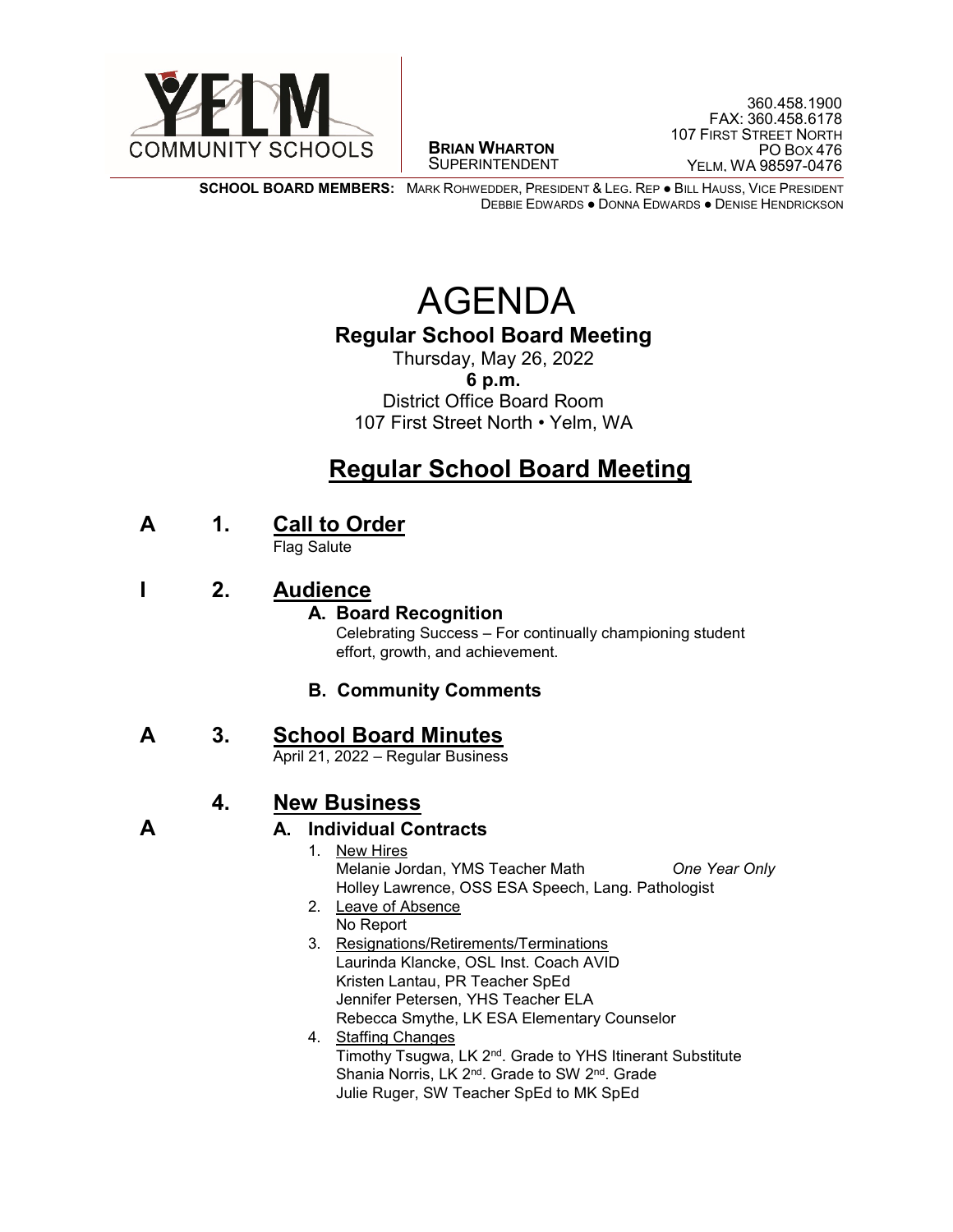YELM COMMUNITY SCHOOLS

**BRIAN WHARTON**
SUPERINTENDENT

360.458.1900
FAX: 360.458.6178
107 FIRST STREET NORTH
PO BOX 476
YELM, WA 98597-0476

**SCHOOL BOARD MEMBERS:** MARK ROHWEDDER, PRESIDENT & LEG. REP ● BILL HAUSS, VICE PRESIDENT
DEBBIE EDWARDS ● DONNA EDWARDS ● DENISE HENDRICKSON

# AGENDA

## Regular School Board Meeting

Thursday, May 26, 2022
**6 p.m.**
District Office Board Room
107 First Street North • Yelm, WA

## Regular School Board Meeting

### A 1. Call to Order

Flag Salute

### I 2. Audience

**A. Board Recognition**

Celebrating Success – For continually championing student effort, growth, and achievement.

**B. Community Comments**

### A 3. School Board Minutes

April 21, 2022 – Regular Business

### 4. New Business

**A A. Individual Contracts**

1. New Hires
   Melanie Jordan, YMS Teacher Math *One Year Only*
   Holley Lawrence, OSS ESA Speech, Lang. Pathologist
2. Leave of Absence
   No Report
3. Resignations/Retirements/Terminations
   Laurinda Klancke, OSL Inst. Coach AVID
   Kristen Lantau, PR Teacher SpEd
   Jennifer Petersen, YHS Teacher ELA
   Rebecca Smythe, LK ESA Elementary Counselor
4. Staffing Changes
   Timothy Tsugwa, LK 2nd. Grade to YHS Itinerant Substitute
   Shania Norris, LK 2nd. Grade to SW 2nd. Grade
   Julie Ruger, SW Teacher SpEd to MK SpEd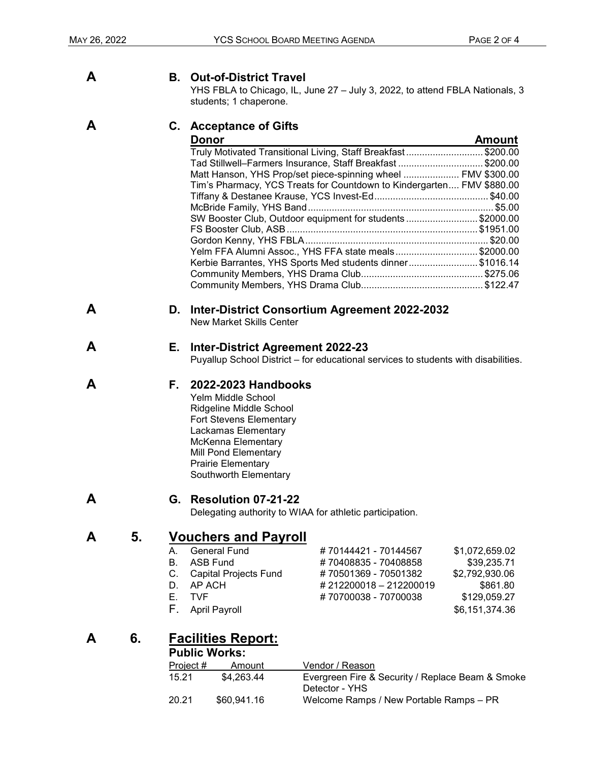A **B. Out-of-District Travel**

YHS FBLA to Chicago, IL, June 27 – July 3, 2022, to attend FBLA Nationals, 3 students; 1 chaperone.

A **C. Acceptance of Gifts**

| Donor | Amount |
|---|---|
| Truly Motivated Transitional Living, Staff Breakfast | $200.00 |
| Tad Stillwell–Farmers Insurance, Staff Breakfast | $200.00 |
| Matt Hanson, YHS Prop/set piece-spinning wheel | FMV $300.00 |
| Tim's Pharmacy, YCS Treats for Countdown to Kindergarten | FMV $880.00 |
| Tiffany & Destanee Krause, YCS Invest-Ed | $40.00 |
| McBride Family, YHS Band | $5.00 |
| SW Booster Club, Outdoor equipment for students | $2000.00 |
| FS Booster Club, ASB | $1951.00 |
| Gordon Kenny, YHS FBLA | $20.00 |
| Yelm FFA Alumni Assoc., YHS FFA state meals | $2000.00 |
| Kerbie Barrantes, YHS Sports Med students dinner | $1016.14 |
| Community Members, YHS Drama Club | $275.06 |
| Community Members, YHS Drama Club | $122.47 |

A **D. Inter-District Consortium Agreement 2022-2032**

New Market Skills Center

A **E. Inter-District Agreement 2022-23**

Puyallup School District – for educational services to students with disabilities.

A **F. 2022-2023 Handbooks**

Yelm Middle School
Ridgeline Middle School
Fort Stevens Elementary
Lackamas Elementary
McKenna Elementary
Mill Pond Elementary
Prairie Elementary
Southworth Elementary

A **G. Resolution 07-21-22**

Delegating authority to WIAA for athletic participation.

## A 5. Vouchers and Payroll

| | Fund | Numbers | Amount |
|---|---|---|---|
| A. | General Fund | # 70144421 - 70144567 | $1,072,659.02 |
| B. | ASB Fund | # 70408835 - 70408858 | $39,235.71 |
| C. | Capital Projects Fund | # 70501369 - 70501382 | $2,792,930.06 |
| D. | AP ACH | # 212200018 – 212200019 | $861.80 |
| E. | TVF | # 70700038 - 70700038 | $129,059.27 |
| F. | April Payroll | | $6,151,374.36 |

## A 6. Facilities Report:

**Public Works:**

| Project # | Amount | Vendor / Reason |
|---|---|---|
| 15.21 | $4,263.44 | Evergreen Fire & Security / Replace Beam & Smoke Detector - YHS |
| 20.21 | $60,941.16 | Welcome Ramps / New Portable Ramps – PR |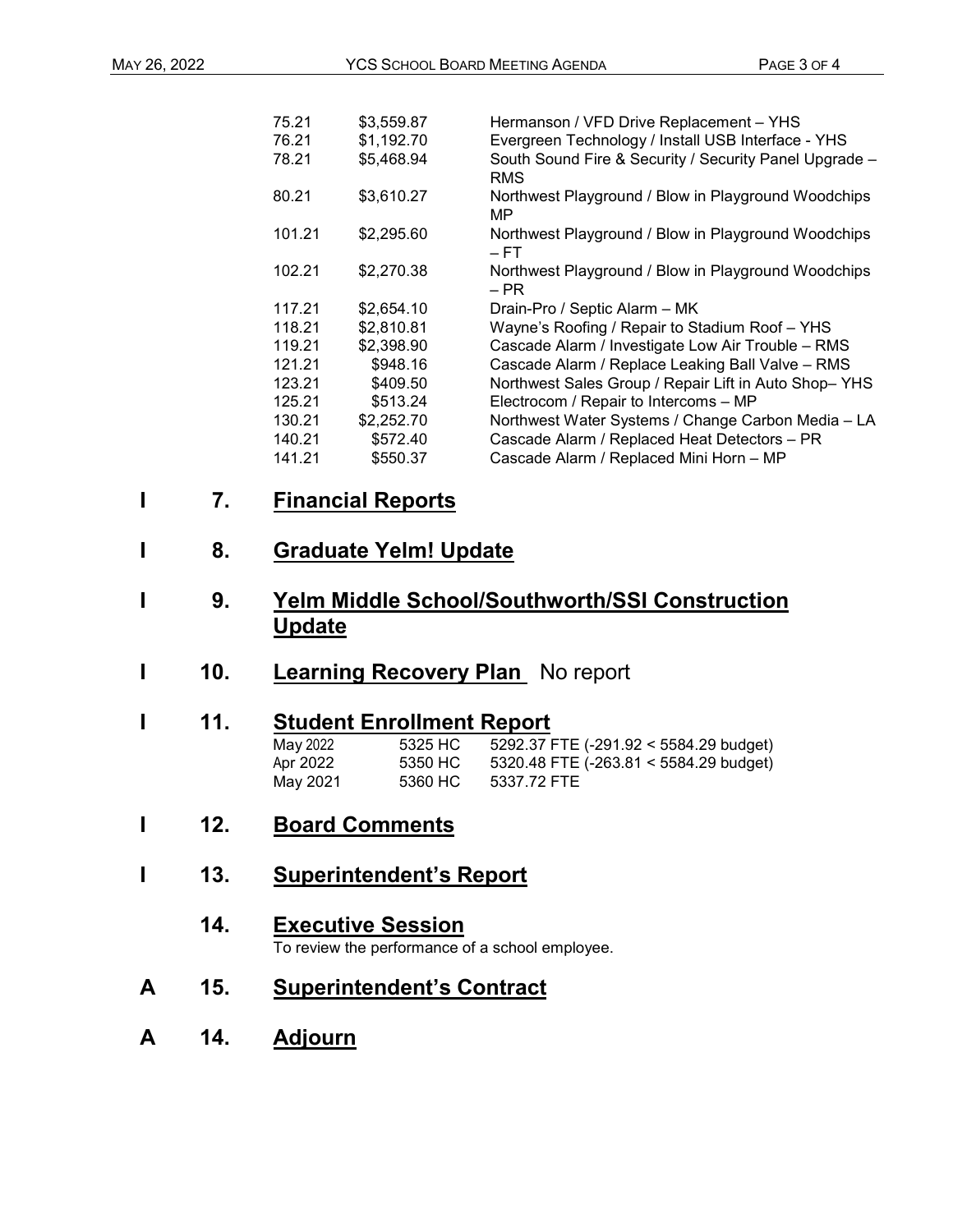| | | |
|---|---|---|
| 75.21 | $3,559.87 | Hermanson / VFD Drive Replacement – YHS |
| 76.21 | $1,192.70 | Evergreen Technology / Install USB Interface - YHS |
| 78.21 | $5,468.94 | South Sound Fire & Security / Security Panel Upgrade – RMS |
| 80.21 | $3,610.27 | Northwest Playground / Blow in Playground Woodchips MP |
| 101.21 | $2,295.60 | Northwest Playground / Blow in Playground Woodchips – FT |
| 102.21 | $2,270.38 | Northwest Playground / Blow in Playground Woodchips – PR |
| 117.21 | $2,654.10 | Drain-Pro / Septic Alarm – MK |
| 118.21 | $2,810.81 | Wayne's Roofing / Repair to Stadium Roof – YHS |
| 119.21 | $2,398.90 | Cascade Alarm / Investigate Low Air Trouble – RMS |
| 121.21 | $948.16 | Cascade Alarm / Replace Leaking Ball Valve – RMS |
| 123.21 | $409.50 | Northwest Sales Group / Repair Lift in Auto Shop– YHS |
| 125.21 | $513.24 | Electrocom / Repair to Intercoms – MP |
| 130.21 | $2,252.70 | Northwest Water Systems / Change Carbon Media – LA |
| 140.21 | $572.40 | Cascade Alarm / Replaced Heat Detectors – PR |
| 141.21 | $550.37 | Cascade Alarm / Replaced Mini Horn – MP |

**I 7. Financial Reports**

**I 8. Graduate Yelm! Update**

**I 9. Yelm Middle School/Southworth/SSI Construction Update**

**I 10. Learning Recovery Plan** No report

**I 11. Student Enrollment Report**

| | | |
|---|---|---|
| May 2022 | 5325 HC | 5292.37 FTE (-291.92 < 5584.29 budget) |
| Apr 2022 | 5350 HC | 5320.48 FTE (-263.81 < 5584.29 budget) |
| May 2021 | 5360 HC | 5337.72 FTE |

**I 12. Board Comments**

**I 13. Superintendent's Report**

**14. Executive Session**

To review the performance of a school employee.

**A 15. Superintendent's Contract**

**A 14. Adjourn**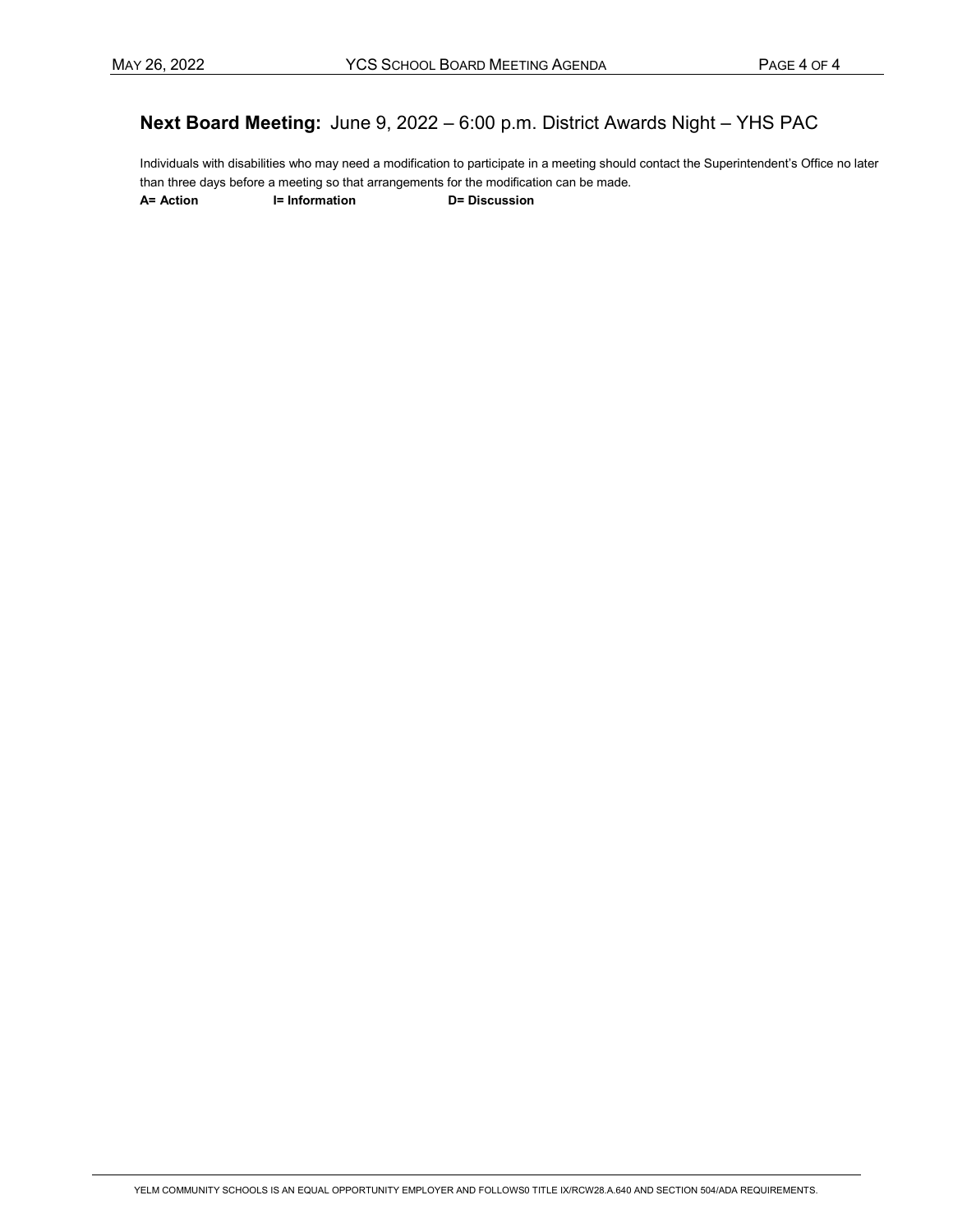**Next Board Meeting:** June 9, 2022 – 6:00 p.m. District Awards Night – YHS PAC

Individuals with disabilities who may need a modification to participate in a meeting should contact the Superintendent's Office no later than three days before a meeting so that arrangements for the modification can be made.

**A= Action** **I= Information** **D= Discussion**

YELM COMMUNITY SCHOOLS IS AN EQUAL OPPORTUNITY EMPLOYER AND FOLLOWS0 TITLE IX/RCW28.A.640 AND SECTION 504/ADA REQUIREMENTS.